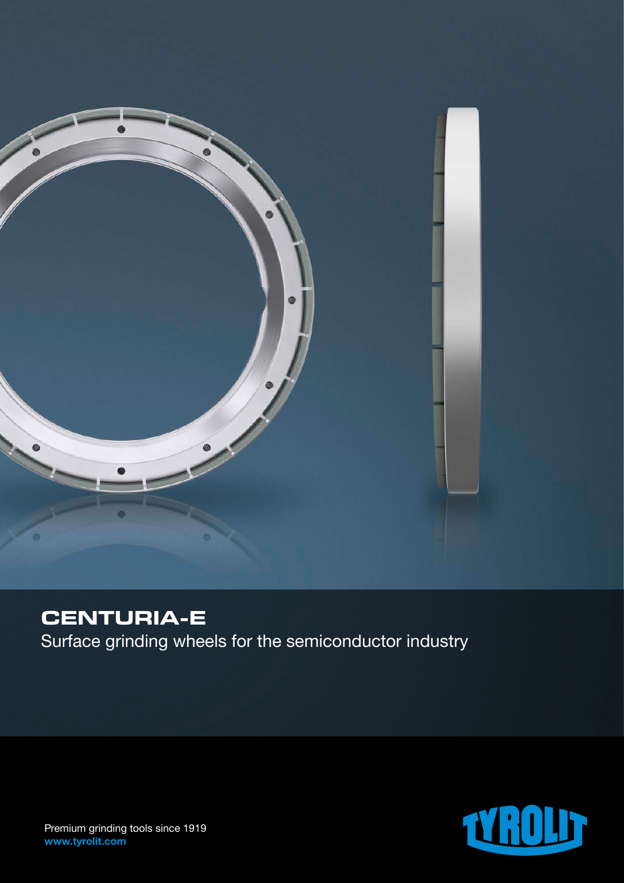# CENTURIA-E

Surface grinding wheels for the semiconductor industry

Premium grinding tools since 1919
**www.tyrolit.com**

TYROLIT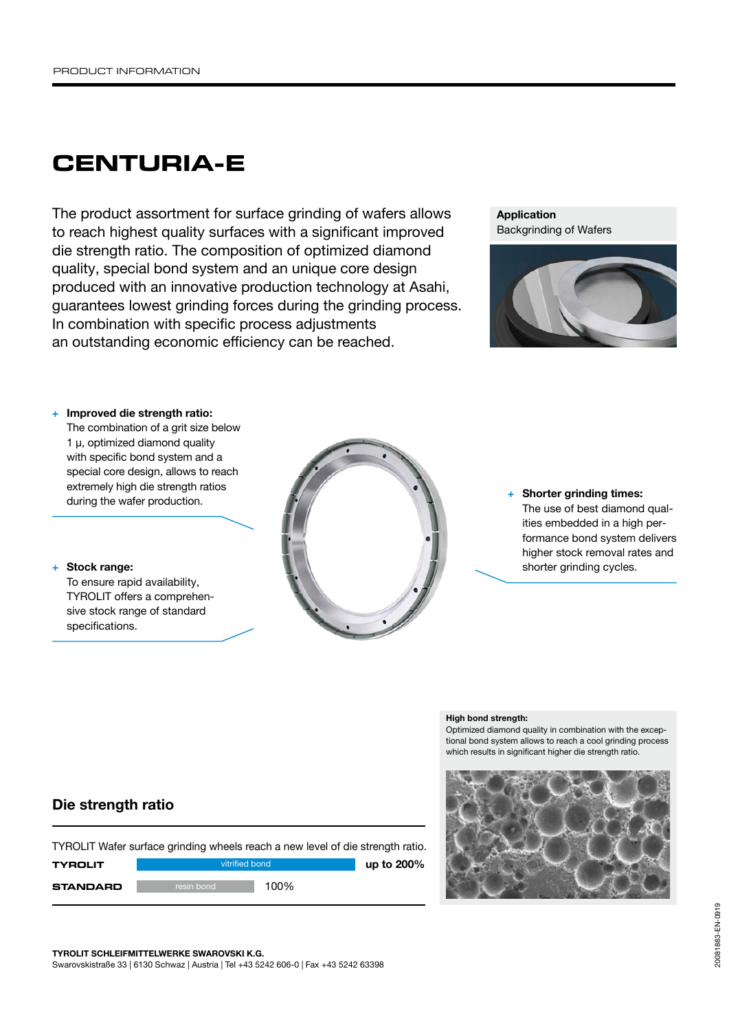PRODUCT INFORMATION

# CENTURIA-E

The product assortment for surface grinding of wafers allows to reach highest quality surfaces with a significant improved die strength ratio. The composition of optimized diamond quality, special bond system and an unique core design produced with an innovative production technology at Asahi, guarantees lowest grinding forces during the grinding process. In combination with specific process adjustments an outstanding economic efficiency can be reached.

**Application**
Backgrinding of Wafers

+ **Improved die strength ratio:**
  The combination of a grit size below 1 µ, optimized diamond quality with specific bond system and a special core design, allows to reach extremely high die strength ratios during the wafer production.

+ **Stock range:**
  To ensure rapid availability, TYROLIT offers a comprehensive stock range of standard specifications.

+ **Shorter grinding times:**
  The use of best diamond qualities embedded in a high performance bond system delivers higher stock removal rates and shorter grinding cycles.

## Die strength ratio

TYROLIT Wafer surface grinding wheels reach a new level of die strength ratio.

TYROLIT
vitrified bond
up to 200%

STANDARD
resin bond
100%

**High bond strength:**
Optimized diamond quality in combination with the exceptional bond system allows to reach a cool grinding process which results in significant higher die strength ratio.

**TYROLIT SCHLEIFMITTELWERKE SWAROVSKI K.G.**
Swarovskistraße 33 | 6130 Schwaz | Austria | Tel +43 5242 606-0 | Fax +43 5242 63398

20081883-EN-0919